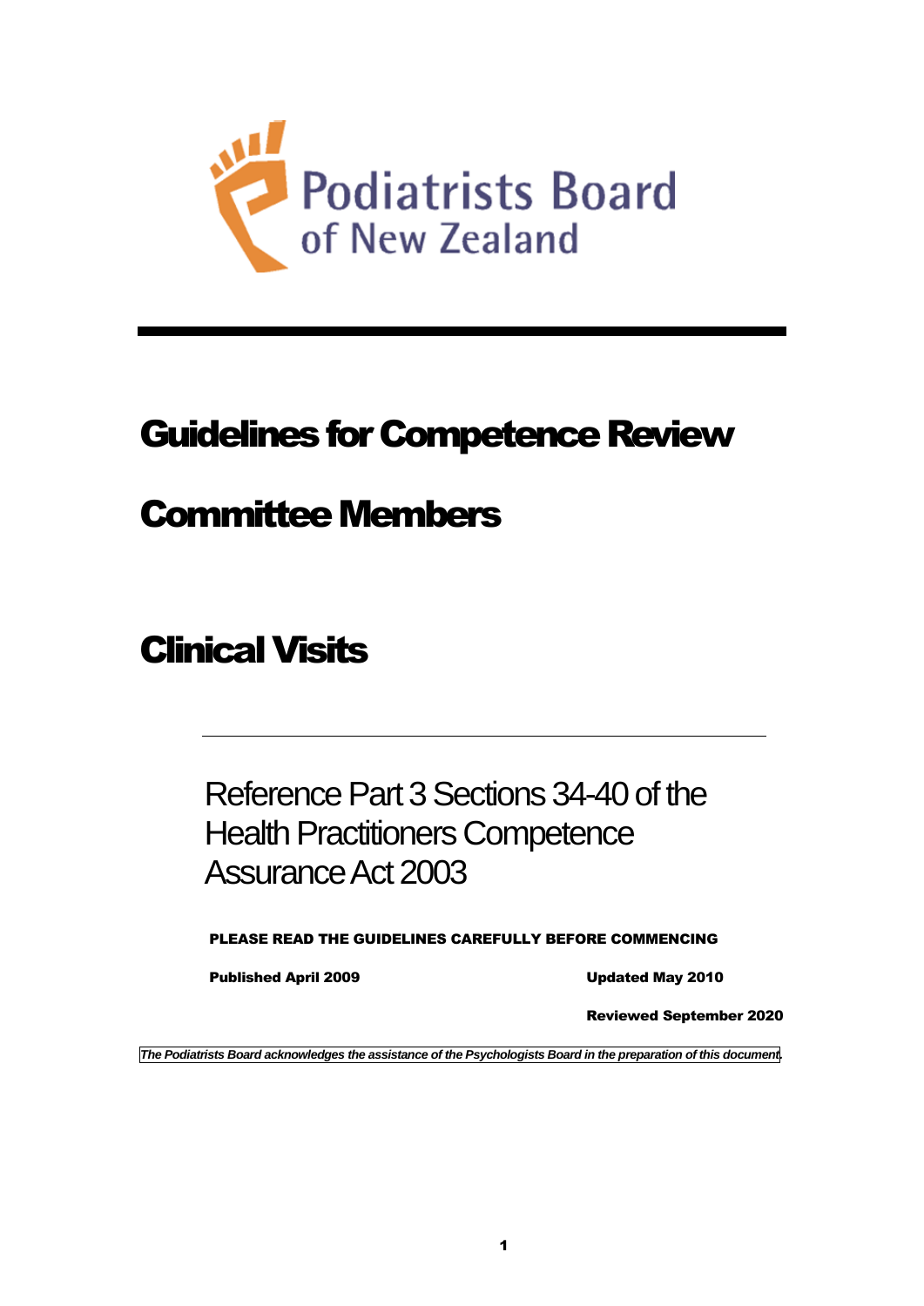Podiatrists Board of New Zealand

# Guidelines for Competence Review Committee Members

# Clinical Visits

Reference Part 3 Sections 34-40 of the Health Practitioners Competence Assurance Act 2003

**PLEASE READ THE GUIDELINES CAREFULLY BEFORE COMMENCING**

**Published April 2009**

**Updated May 2010**

**Reviewed September 2020**

*The Podiatrists Board acknowledges the assistance of the Psychologists Board in the preparation of this document.*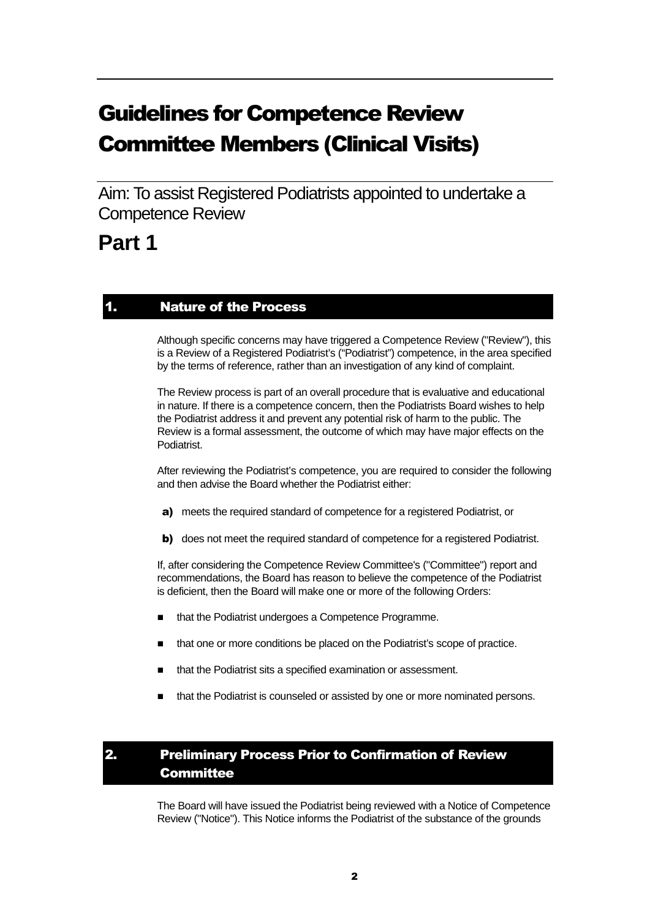# Guidelines for Competence Review Committee Members (Clinical Visits)

Aim: To assist Registered Podiatrists appointed to undertake a Competence Review

# Part 1

## 1. Nature of the Process

Although specific concerns may have triggered a Competence Review ("Review"), this is a Review of a Registered Podiatrist's ("Podiatrist") competence, in the area specified by the terms of reference, rather than an investigation of any kind of complaint.

The Review process is part of an overall procedure that is evaluative and educational in nature. If there is a competence concern, then the Podiatrists Board wishes to help the Podiatrist address it and prevent any potential risk of harm to the public. The Review is a formal assessment, the outcome of which may have major effects on the Podiatrist.

After reviewing the Podiatrist's competence, you are required to consider the following and then advise the Board whether the Podiatrist either:

**a)** meets the required standard of competence for a registered Podiatrist, or

**b)** does not meet the required standard of competence for a registered Podiatrist.

If, after considering the Competence Review Committee's ("Committee") report and recommendations, the Board has reason to believe the competence of the Podiatrist is deficient, then the Board will make one or more of the following Orders:

- that the Podiatrist undergoes a Competence Programme.
- that one or more conditions be placed on the Podiatrist's scope of practice.
- that the Podiatrist sits a specified examination or assessment.
- that the Podiatrist is counseled or assisted by one or more nominated persons.

## 2. Preliminary Process Prior to Confirmation of Review Committee

The Board will have issued the Podiatrist being reviewed with a Notice of Competence Review ("Notice"). This Notice informs the Podiatrist of the substance of the grounds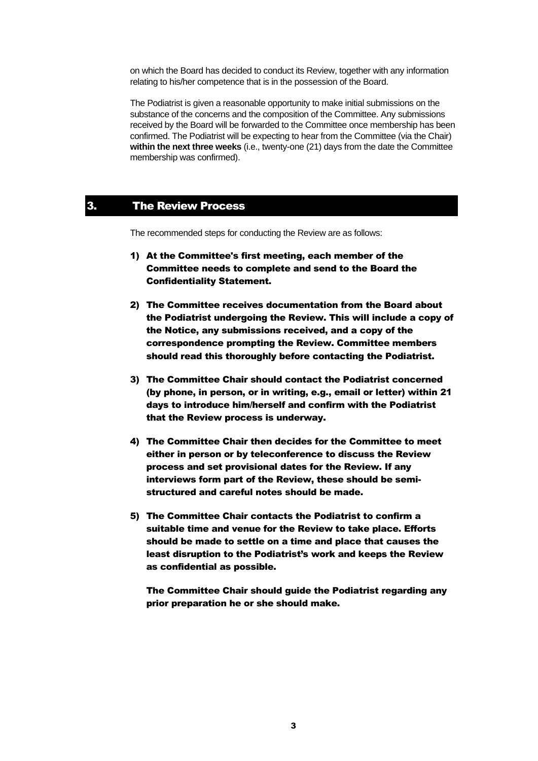on which the Board has decided to conduct its Review, together with any information relating to his/her competence that is in the possession of the Board.

The Podiatrist is given a reasonable opportunity to make initial submissions on the substance of the concerns and the composition of the Committee. Any submissions received by the Board will be forwarded to the Committee once membership has been confirmed. The Podiatrist will be expecting to hear from the Committee (via the Chair) **within the next three weeks** (i.e., twenty-one (21) days from the date the Committee membership was confirmed).

## 3. The Review Process

The recommended steps for conducting the Review are as follows:

1) **At the Committee's first meeting, each member of the Committee needs to complete and send to the Board the Confidentiality Statement.**

2) **The Committee receives documentation from the Board about the Podiatrist undergoing the Review. This will include a copy of the Notice, any submissions received, and a copy of the correspondence prompting the Review. Committee members should read this thoroughly before contacting the Podiatrist.**

3) **The Committee Chair should contact the Podiatrist concerned (by phone, in person, or in writing, e.g., email or letter) within 21 days to introduce him/herself and confirm with the Podiatrist that the Review process is underway.**

4) **The Committee Chair then decides for the Committee to meet either in person or by teleconference to discuss the Review process and set provisional dates for the Review. If any interviews form part of the Review, these should be semi-structured and careful notes should be made.**

5) **The Committee Chair contacts the Podiatrist to confirm a suitable time and venue for the Review to take place. Efforts should be made to settle on a time and place that causes the least disruption to the Podiatrist's work and keeps the Review as confidential as possible.**

   **The Committee Chair should guide the Podiatrist regarding any prior preparation he or she should make.**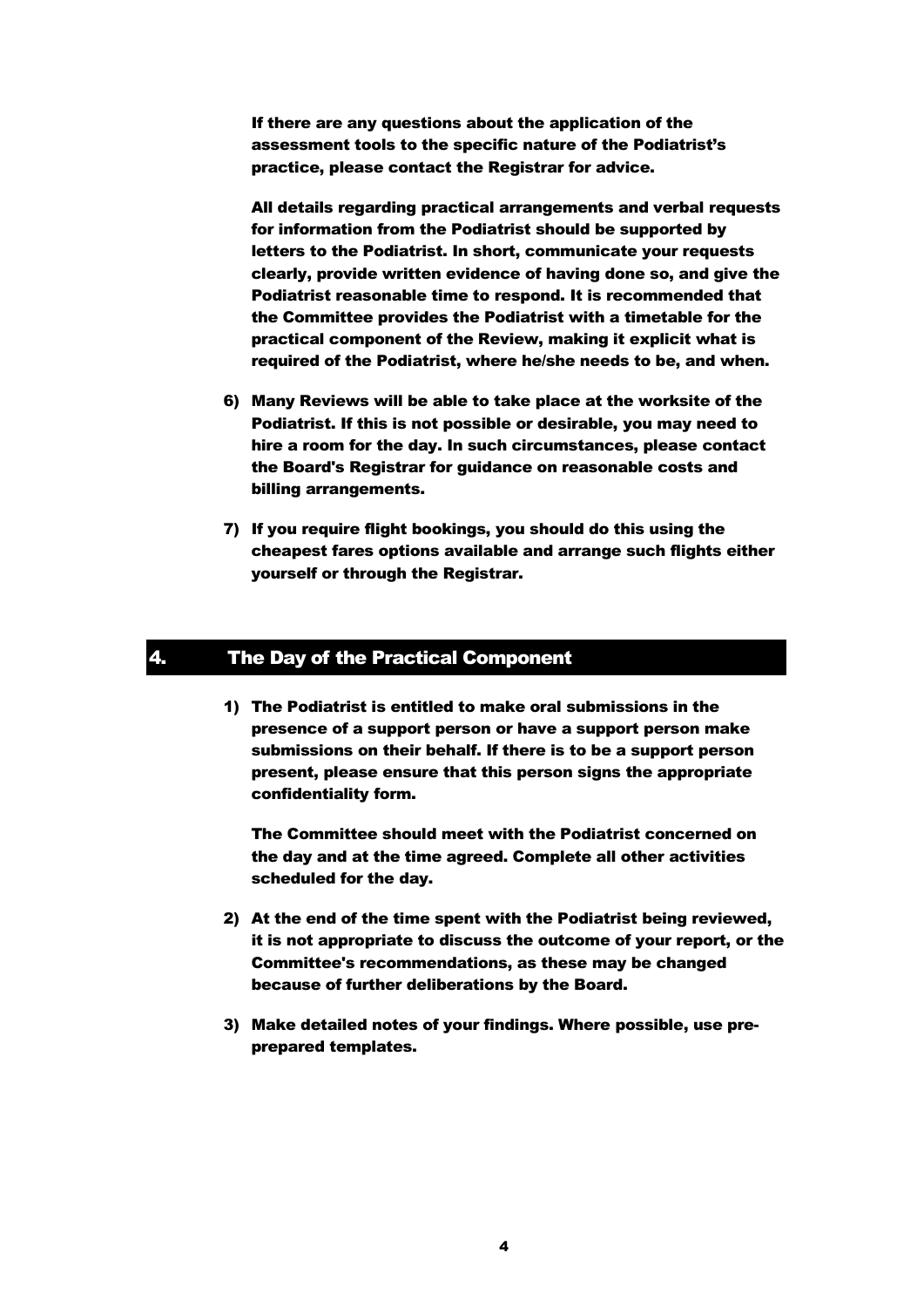If there are any questions about the application of the assessment tools to the specific nature of the Podiatrist's practice, please contact the Registrar for advice.

All details regarding practical arrangements and verbal requests for information from the Podiatrist should be supported by letters to the Podiatrist. In short, communicate your requests clearly, provide written evidence of having done so, and give the Podiatrist reasonable time to respond. It is recommended that the Committee provides the Podiatrist with a timetable for the practical component of the Review, making it explicit what is required of the Podiatrist, where he/she needs to be, and when.

6) Many Reviews will be able to take place at the worksite of the Podiatrist. If this is not possible or desirable, you may need to hire a room for the day. In such circumstances, please contact the Board's Registrar for guidance on reasonable costs and billing arrangements.

7) If you require flight bookings, you should do this using the cheapest fares options available and arrange such flights either yourself or through the Registrar.

## 4. The Day of the Practical Component

1) The Podiatrist is entitled to make oral submissions in the presence of a support person or have a support person make submissions on their behalf. If there is to be a support person present, please ensure that this person signs the appropriate confidentiality form.

   The Committee should meet with the Podiatrist concerned on the day and at the time agreed. Complete all other activities scheduled for the day.

2) At the end of the time spent with the Podiatrist being reviewed, it is not appropriate to discuss the outcome of your report, or the Committee's recommendations, as these may be changed because of further deliberations by the Board.

3) Make detailed notes of your findings. Where possible, use pre-prepared templates.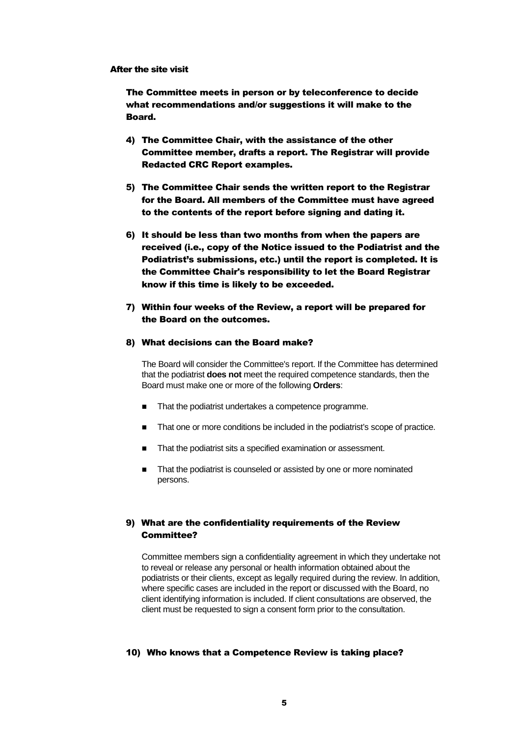**After the site visit**

**The Committee meets in person or by teleconference to decide what recommendations and/or suggestions it will make to the Board.**

4) **The Committee Chair, with the assistance of the other Committee member, drafts a report. The Registrar will provide Redacted CRC Report examples.**

5) **The Committee Chair sends the written report to the Registrar for the Board. All members of the Committee must have agreed to the contents of the report before signing and dating it.**

6) **It should be less than two months from when the papers are received (i.e., copy of the Notice issued to the Podiatrist and the Podiatrist's submissions, etc.) until the report is completed. It is the Committee Chair's responsibility to let the Board Registrar know if this time is likely to be exceeded.**

7) **Within four weeks of the Review, a report will be prepared for the Board on the outcomes.**

8) **What decisions can the Board make?**

   The Board will consider the Committee's report. If the Committee has determined that the podiatrist **does not** meet the required competence standards, then the Board must make one or more of the following **Orders**:

   - That the podiatrist undertakes a competence programme.
   - That one or more conditions be included in the podiatrist's scope of practice.
   - That the podiatrist sits a specified examination or assessment.
   - That the podiatrist is counseled or assisted by one or more nominated persons.

9) **What are the confidentiality requirements of the Review Committee?**

   Committee members sign a confidentiality agreement in which they undertake not to reveal or release any personal or health information obtained about the podiatrists or their clients, except as legally required during the review. In addition, where specific cases are included in the report or discussed with the Board, no client identifying information is included. If client consultations are observed, the client must be requested to sign a consent form prior to the consultation.

10) **Who knows that a Competence Review is taking place?**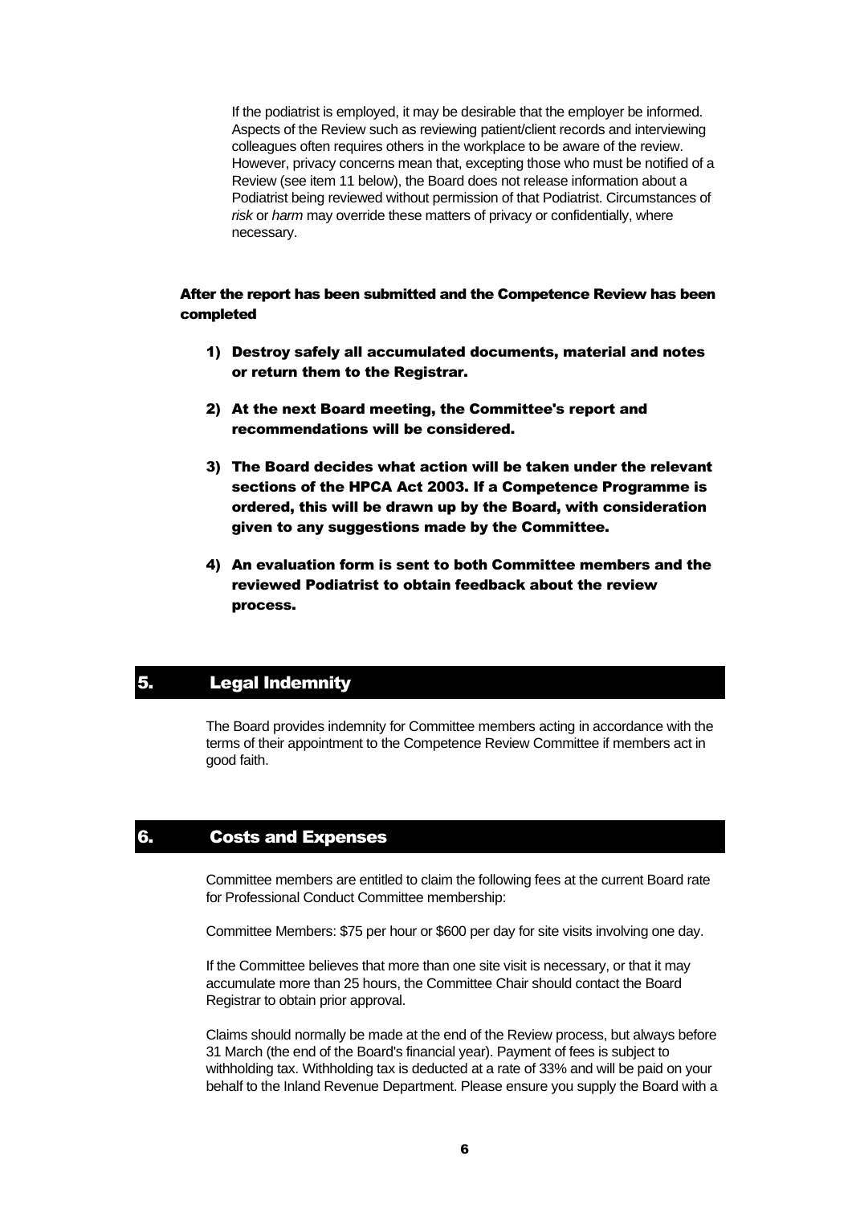If the podiatrist is employed, it may be desirable that the employer be informed. Aspects of the Review such as reviewing patient/client records and interviewing colleagues often requires others in the workplace to be aware of the review. However, privacy concerns mean that, excepting those who must be notified of a Review (see item 11 below), the Board does not release information about a Podiatrist being reviewed without permission of that Podiatrist. Circumstances of *risk* or *harm* may override these matters of privacy or confidentially, where necessary.

**After the report has been submitted and the Competence Review has been completed**

1) **Destroy safely all accumulated documents, material and notes or return them to the Registrar.**

2) **At the next Board meeting, the Committee's report and recommendations will be considered.**

3) **The Board decides what action will be taken under the relevant sections of the HPCA Act 2003. If a Competence Programme is ordered, this will be drawn up by the Board, with consideration given to any suggestions made by the Committee.**

4) **An evaluation form is sent to both Committee members and the reviewed Podiatrist to obtain feedback about the review process.**

## 5. Legal Indemnity

The Board provides indemnity for Committee members acting in accordance with the terms of their appointment to the Competence Review Committee if members act in good faith.

## 6. Costs and Expenses

Committee members are entitled to claim the following fees at the current Board rate for Professional Conduct Committee membership:

Committee Members: $75 per hour or $600 per day for site visits involving one day.

If the Committee believes that more than one site visit is necessary, or that it may accumulate more than 25 hours, the Committee Chair should contact the Board Registrar to obtain prior approval.

Claims should normally be made at the end of the Review process, but always before 31 March (the end of the Board's financial year). Payment of fees is subject to withholding tax. Withholding tax is deducted at a rate of 33% and will be paid on your behalf to the Inland Revenue Department. Please ensure you supply the Board with a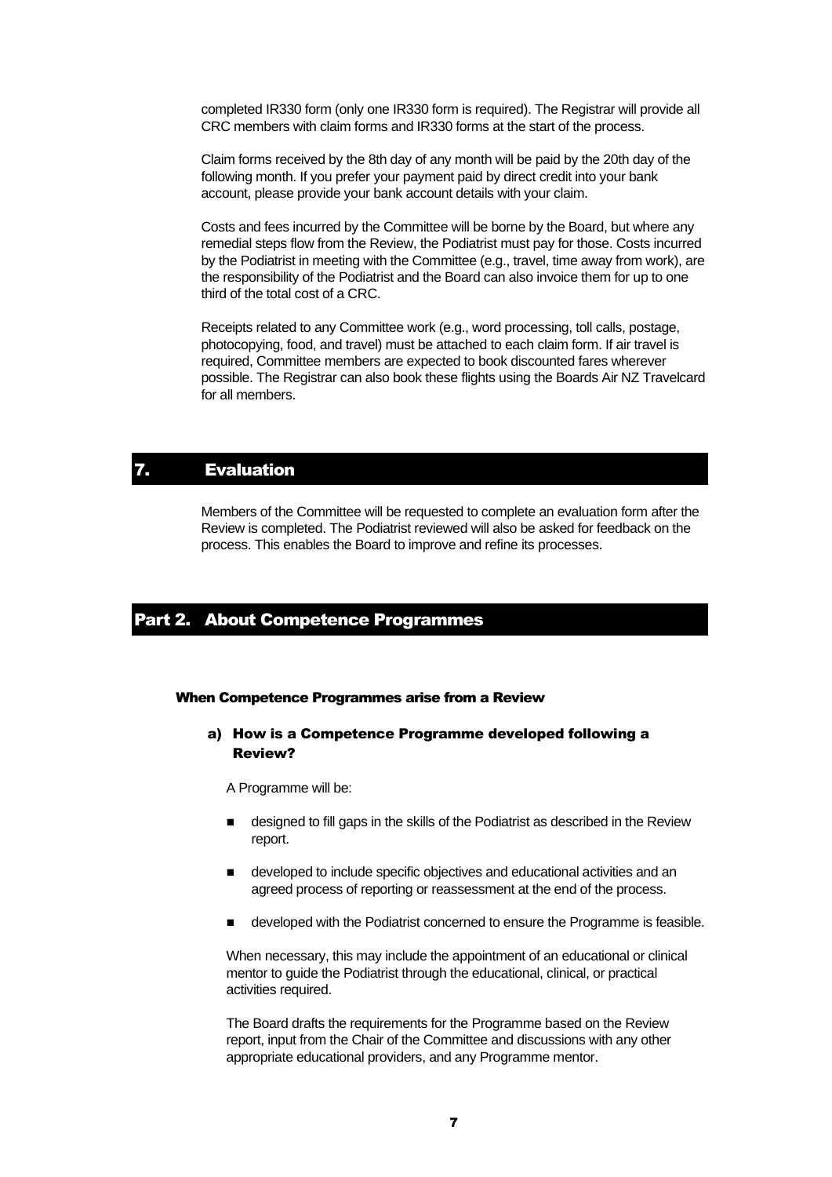completed IR330 form (only one IR330 form is required). The Registrar will provide all CRC members with claim forms and IR330 forms at the start of the process.

Claim forms received by the 8th day of any month will be paid by the 20th day of the following month. If you prefer your payment paid by direct credit into your bank account, please provide your bank account details with your claim.

Costs and fees incurred by the Committee will be borne by the Board, but where any remedial steps flow from the Review, the Podiatrist must pay for those. Costs incurred by the Podiatrist in meeting with the Committee (e.g., travel, time away from work), are the responsibility of the Podiatrist and the Board can also invoice them for up to one third of the total cost of a CRC.

Receipts related to any Committee work (e.g., word processing, toll calls, postage, photocopying, food, and travel) must be attached to each claim form. If air travel is required, Committee members are expected to book discounted fares wherever possible. The Registrar can also book these flights using the Boards Air NZ Travelcard for all members.

## 7. Evaluation

Members of the Committee will be requested to complete an evaluation form after the Review is completed. The Podiatrist reviewed will also be asked for feedback on the process. This enables the Board to improve and refine its processes.

# Part 2. About Competence Programmes

### When Competence Programmes arise from a Review

#### a) How is a Competence Programme developed following a Review?

A Programme will be:

- designed to fill gaps in the skills of the Podiatrist as described in the Review report.
- developed to include specific objectives and educational activities and an agreed process of reporting or reassessment at the end of the process.
- developed with the Podiatrist concerned to ensure the Programme is feasible.

When necessary, this may include the appointment of an educational or clinical mentor to guide the Podiatrist through the educational, clinical, or practical activities required.

The Board drafts the requirements for the Programme based on the Review report, input from the Chair of the Committee and discussions with any other appropriate educational providers, and any Programme mentor.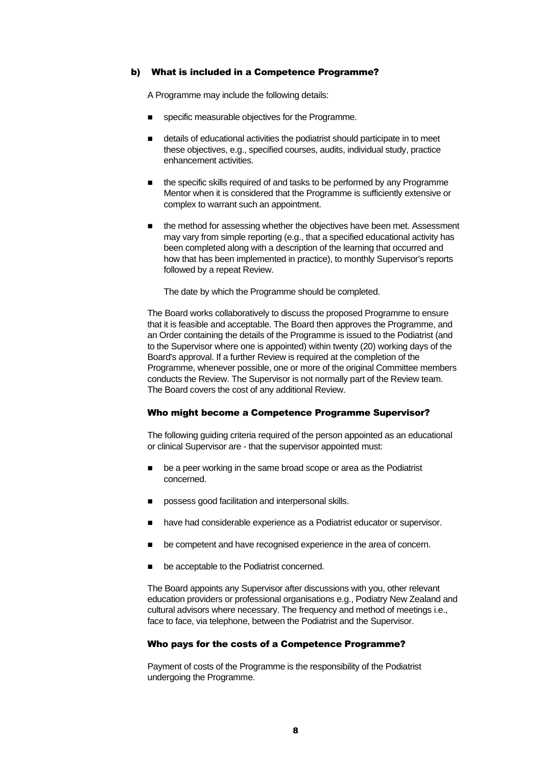### b) What is included in a Competence Programme?

A Programme may include the following details:

- specific measurable objectives for the Programme.
- details of educational activities the podiatrist should participate in to meet these objectives, e.g., specified courses, audits, individual study, practice enhancement activities.
- the specific skills required of and tasks to be performed by any Programme Mentor when it is considered that the Programme is sufficiently extensive or complex to warrant such an appointment.
- the method for assessing whether the objectives have been met. Assessment may vary from simple reporting (e.g., that a specified educational activity has been completed along with a description of the learning that occurred and how that has been implemented in practice), to monthly Supervisor's reports followed by a repeat Review.

  The date by which the Programme should be completed.

The Board works collaboratively to discuss the proposed Programme to ensure that it is feasible and acceptable. The Board then approves the Programme, and an Order containing the details of the Programme is issued to the Podiatrist (and to the Supervisor where one is appointed) within twenty (20) working days of the Board's approval. If a further Review is required at the completion of the Programme, whenever possible, one or more of the original Committee members conducts the Review. The Supervisor is not normally part of the Review team. The Board covers the cost of any additional Review.

#### Who might become a Competence Programme Supervisor?

The following guiding criteria required of the person appointed as an educational or clinical Supervisor are - that the supervisor appointed must:

- be a peer working in the same broad scope or area as the Podiatrist concerned.
- possess good facilitation and interpersonal skills.
- have had considerable experience as a Podiatrist educator or supervisor.
- be competent and have recognised experience in the area of concern.
- be acceptable to the Podiatrist concerned.

The Board appoints any Supervisor after discussions with you, other relevant education providers or professional organisations e.g., Podiatry New Zealand and cultural advisors where necessary. The frequency and method of meetings i.e., face to face, via telephone, between the Podiatrist and the Supervisor.

#### Who pays for the costs of a Competence Programme?

Payment of costs of the Programme is the responsibility of the Podiatrist undergoing the Programme.